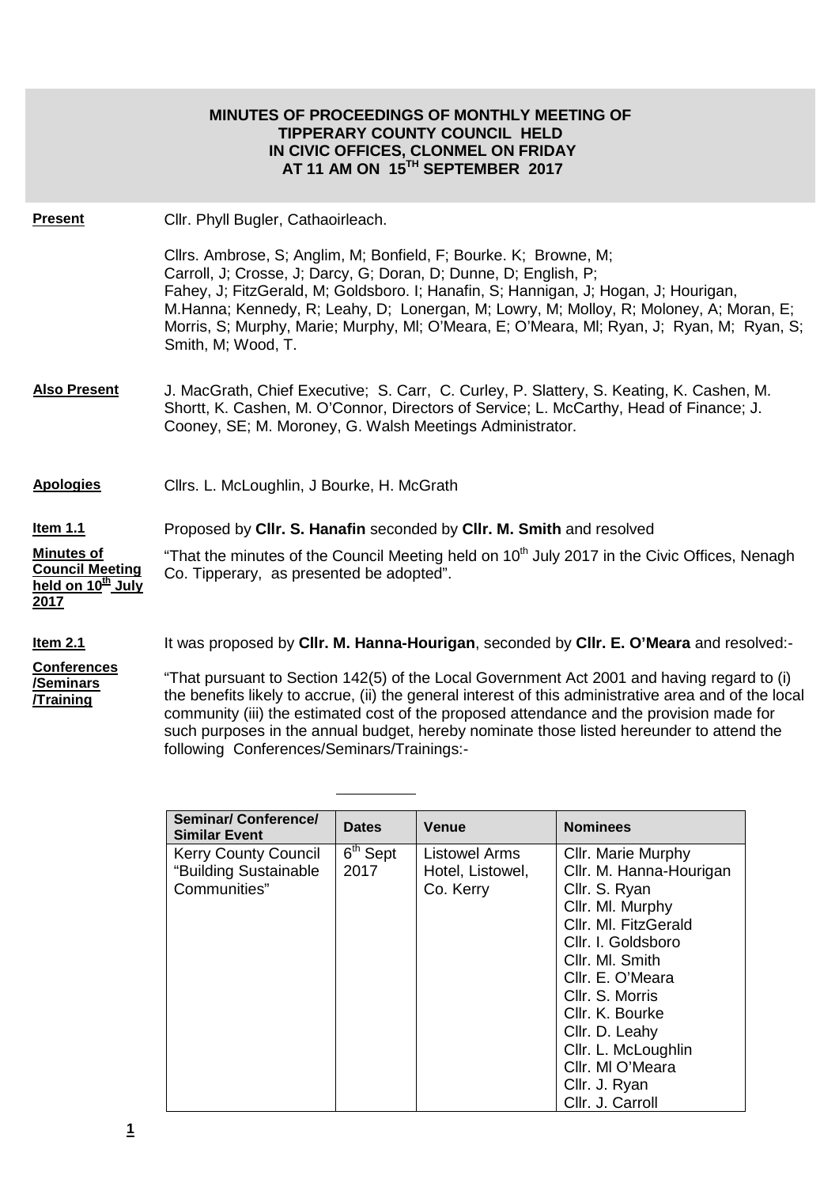# MINUTES OF PROCEEDINGS OF MONTHLY MEETING OF TIPPERARY COUNTY COUNCIL HELD IN CIVIC OFFICES, CLONMEL ON FRIDAY AT 11 AM ON 15TH SEPTEMBER 2017

**Present**

Cllr. Phyll Bugler, Cathaoirleach.

Cllrs. Ambrose, S; Anglim, M; Bonfield, F; Bourke. K; Browne, M; Carroll, J; Crosse, J; Darcy, G; Doran, D; Dunne, D; English, P; Fahey, J; FitzGerald, M; Goldsboro. I; Hanafin, S; Hannigan, J; Hogan, J; Hourigan, M.Hanna; Kennedy, R; Leahy, D; Lonergan, M; Lowry, M; Molloy, R; Moloney, A; Moran, E; Morris, S; Murphy, Marie; Murphy, Ml; O'Meara, E; O'Meara, Ml; Ryan, J; Ryan, M; Ryan, S; Smith, M; Wood, T.

**Also Present**

J. MacGrath, Chief Executive; S. Carr, C. Curley, P. Slattery, S. Keating, K. Cashen, M. Shortt, K. Cashen, M. O'Connor, Directors of Service; L. McCarthy, Head of Finance; J. Cooney, SE; M. Moroney, G. Walsh Meetings Administrator.

**Apologies**

Cllrs. L. McLoughlin, J Bourke, H. McGrath

**Item 1.1**

**Minutes of Council Meeting held on 10th July 2017**

Proposed by **Cllr. S. Hanafin** seconded by **Cllr. M. Smith** and resolved

"That the minutes of the Council Meeting held on 10th July 2017 in the Civic Offices, Nenagh Co. Tipperary, as presented be adopted".

**Item 2.1**

**Conferences /Seminars /Training**

It was proposed by **Cllr. M. Hanna-Hourigan**, seconded by **Cllr. E. O'Meara** and resolved:-

"That pursuant to Section 142(5) of the Local Government Act 2001 and having regard to (i) the benefits likely to accrue, (ii) the general interest of this administrative area and of the local community (iii) the estimated cost of the proposed attendance and the provision made for such purposes in the annual budget, hereby nominate those listed hereunder to attend the following Conferences/Seminars/Trainings:-

| Seminar/ Conference/ Similar Event | Dates | Venue | Nominees |
|---|---|---|---|
| Kerry County Council "Building Sustainable Communities" | 6th Sept 2017 | Listowel Arms Hotel, Listowel, Co. Kerry | Cllr. Marie Murphy<br>Cllr. M. Hanna-Hourigan<br>Cllr. S. Ryan<br>Cllr. Ml. Murphy<br>Cllr. Ml. FitzGerald<br>Cllr. I. Goldsboro<br>Cllr. Ml. Smith<br>Cllr. E. O'Meara<br>Cllr. S. Morris<br>Cllr. K. Bourke<br>Cllr. D. Leahy<br>Cllr. L. McLoughlin<br>Cllr. Ml O'Meara<br>Cllr. J. Ryan<br>Cllr. J. Carroll |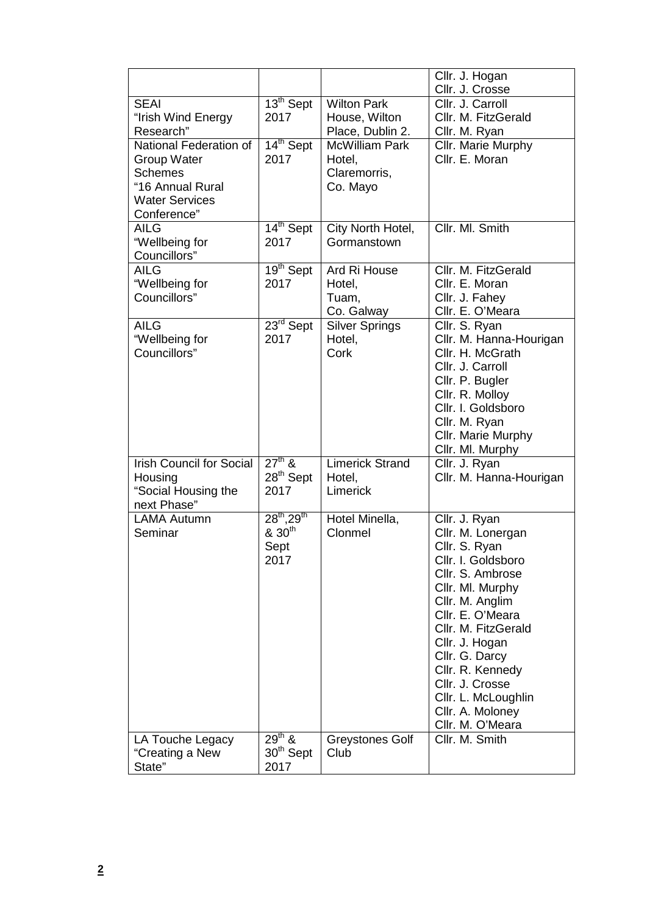| | | | |
|---|---|---|---|
| | | | Cllr. J. Hogan<br>Cllr. J. Crosse |
| SEAI<br>"Irish Wind Energy Research" | 13th Sept 2017 | Wilton Park House, Wilton Place, Dublin 2. | Cllr. J. Carroll<br>Cllr. M. FitzGerald<br>Cllr. M. Ryan |
| National Federation of Group Water Schemes<br>"16 Annual Rural Water Services Conference" | 14th Sept 2017 | McWilliam Park Hotel, Claremorris, Co. Mayo | Cllr. Marie Murphy<br>Cllr. E. Moran |
| AILG<br>"Wellbeing for Councillors" | 14th Sept 2017 | City North Hotel, Gormanstown | Cllr. Ml. Smith |
| AILG<br>"Wellbeing for Councillors" | 19th Sept 2017 | Ard Ri House Hotel, Tuam, Co. Galway | Cllr. M. FitzGerald<br>Cllr. E. Moran<br>Cllr. J. Fahey<br>Cllr. E. O'Meara |
| AILG<br>"Wellbeing for Councillors" | 23rd Sept 2017 | Silver Springs Hotel, Cork | Cllr. S. Ryan<br>Cllr. M. Hanna-Hourigan<br>Cllr. H. McGrath<br>Cllr. J. Carroll<br>Cllr. P. Bugler<br>Cllr. R. Molloy<br>Cllr. I. Goldsboro<br>Cllr. M. Ryan<br>Cllr. Marie Murphy<br>Cllr. Ml. Murphy |
| Irish Council for Social Housing<br>"Social Housing the next Phase" | 27th & 28th Sept 2017 | Limerick Strand Hotel, Limerick | Cllr. J. Ryan<br>Cllr. M. Hanna-Hourigan |
| LAMA Autumn Seminar | 28th, 29th & 30th Sept 2017 | Hotel Minella, Clonmel | Cllr. J. Ryan<br>Cllr. M. Lonergan<br>Cllr. S. Ryan<br>Cllr. I. Goldsboro<br>Cllr. S. Ambrose<br>Cllr. Ml. Murphy<br>Cllr. M. Anglim<br>Cllr. E. O'Meara<br>Cllr. M. FitzGerald<br>Cllr. J. Hogan<br>Cllr. G. Darcy<br>Cllr. R. Kennedy<br>Cllr. J. Crosse<br>Cllr. L. McLoughlin<br>Cllr. A. Moloney<br>Cllr. M. O'Meara |
| LA Touche Legacy<br>"Creating a New State" | 29th & 30th Sept 2017 | Greystones Golf Club | Cllr. M. Smith |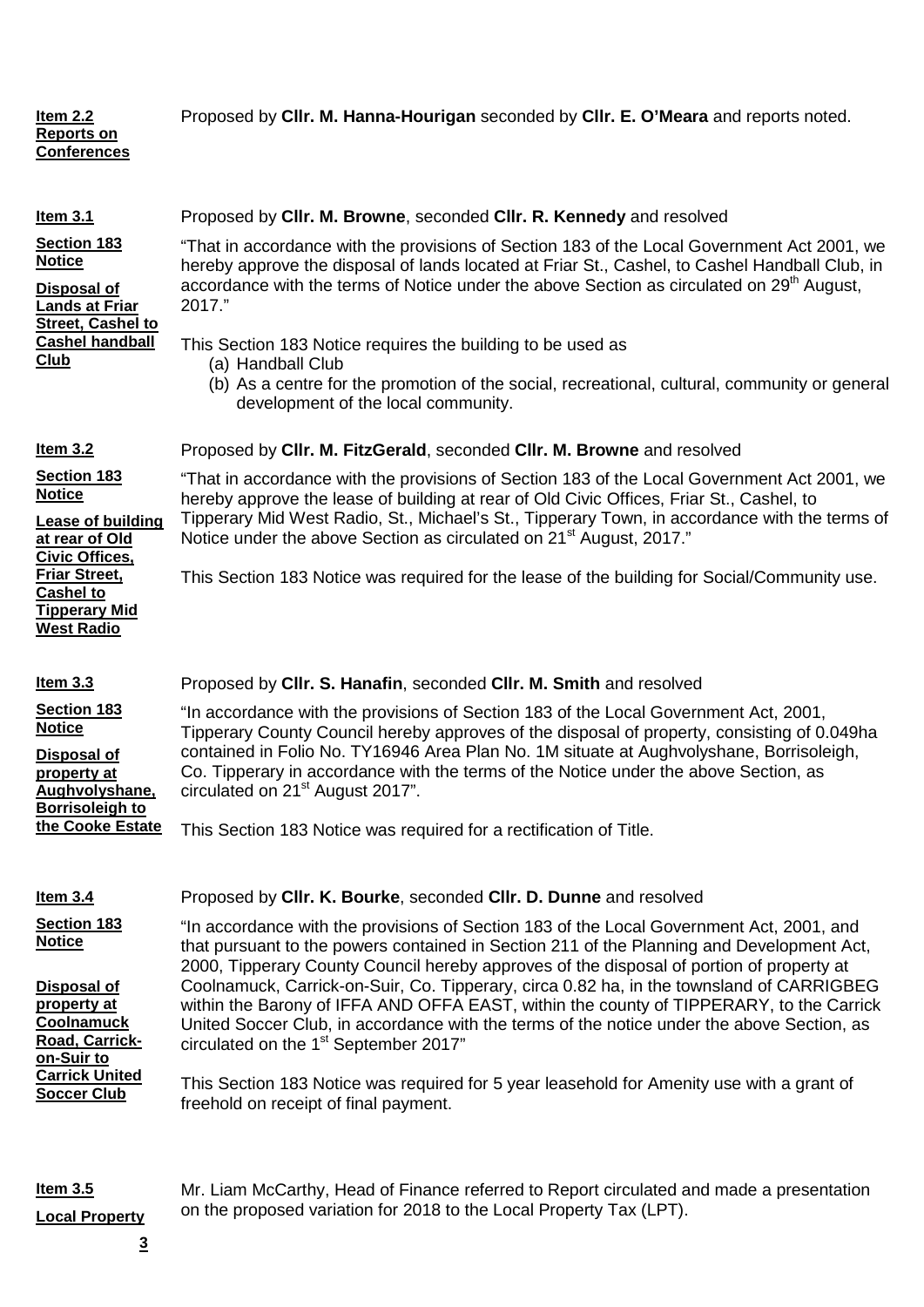**Item 2.2 Reports on Conferences**

Proposed by **Cllr. M. Hanna-Hourigan** seconded by **Cllr. E. O'Meara** and reports noted.

**Item 3.1**

**Section 183 Notice**

**Disposal of Lands at Friar Street, Cashel to Cashel handball Club**

Proposed by **Cllr. M. Browne**, seconded **Cllr. R. Kennedy** and resolved

"That in accordance with the provisions of Section 183 of the Local Government Act 2001, we hereby approve the disposal of lands located at Friar St., Cashel, to Cashel Handball Club, in accordance with the terms of Notice under the above Section as circulated on 29th August, 2017."

This Section 183 Notice requires the building to be used as

(a) Handball Club
(b) As a centre for the promotion of the social, recreational, cultural, community or general development of the local community.

**Item 3.2**

**Section 183 Notice**

**Lease of building at rear of Old Civic Offices, Friar Street, Cashel to Tipperary Mid West Radio**

Proposed by **Cllr. M. FitzGerald**, seconded **Cllr. M. Browne** and resolved

"That in accordance with the provisions of Section 183 of the Local Government Act 2001, we hereby approve the lease of building at rear of Old Civic Offices, Friar St., Cashel, to Tipperary Mid West Radio, St., Michael's St., Tipperary Town, in accordance with the terms of Notice under the above Section as circulated on 21st August, 2017."

This Section 183 Notice was required for the lease of the building for Social/Community use.

**Item 3.3**

**Section 183 Notice**

**Disposal of property at Aughvolyshane, Borrisoleigh to the Cooke Estate**

Proposed by **Cllr. S. Hanafin**, seconded **Cllr. M. Smith** and resolved

"In accordance with the provisions of Section 183 of the Local Government Act, 2001, Tipperary County Council hereby approves of the disposal of property, consisting of 0.049ha contained in Folio No. TY16946 Area Plan No. 1M situate at Aughvolyshane, Borrisoleigh, Co. Tipperary in accordance with the terms of the Notice under the above Section, as circulated on 21st August 2017".

This Section 183 Notice was required for a rectification of Title.

**Item 3.4**

**Section 183 Notice**

**Disposal of property at Coolnamuck Road, Carrick-on-Suir to Carrick United Soccer Club**

Proposed by **Cllr. K. Bourke**, seconded **Cllr. D. Dunne** and resolved

"In accordance with the provisions of Section 183 of the Local Government Act, 2001, and that pursuant to the powers contained in Section 211 of the Planning and Development Act, 2000, Tipperary County Council hereby approves of the disposal of portion of property at Coolnamuck, Carrick-on-Suir, Co. Tipperary, circa 0.82 ha, in the townsland of CARRIGBEG within the Barony of IFFA AND OFFA EAST, within the county of TIPPERARY, to the Carrick United Soccer Club, in accordance with the terms of the notice under the above Section, as circulated on the 1st September 2017"

This Section 183 Notice was required for 5 year leasehold for Amenity use with a grant of freehold on receipt of final payment.

**Item 3.5**

**Local Property**

Mr. Liam McCarthy, Head of Finance referred to Report circulated and made a presentation on the proposed variation for 2018 to the Local Property Tax (LPT).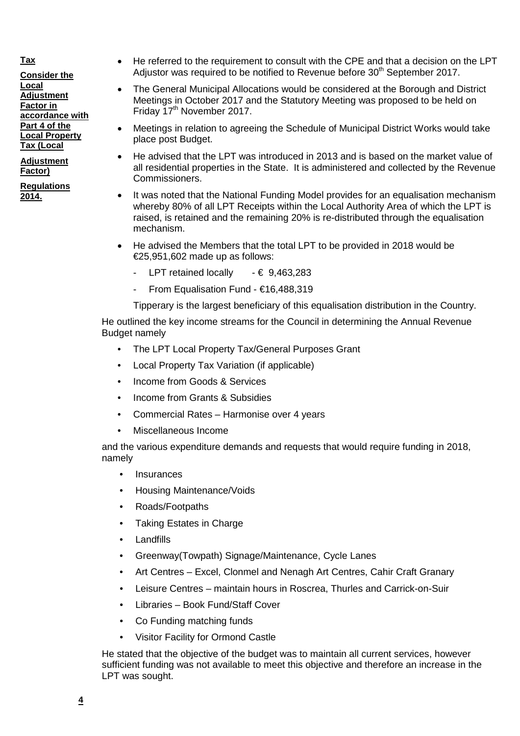**Tax**

**Consider the Local Adjustment Factor in accordance with Part 4 of the Local Property Tax (Local Adjustment Factor) Regulations 2014.**

- He referred to the requirement to consult with the CPE and that a decision on the LPT Adjustor was required to be notified to Revenue before 30th September 2017.
- The General Municipal Allocations would be considered at the Borough and District Meetings in October 2017 and the Statutory Meeting was proposed to be held on Friday 17th November 2017.
- Meetings in relation to agreeing the Schedule of Municipal District Works would take place post Budget.
- He advised that the LPT was introduced in 2013 and is based on the market value of all residential properties in the State. It is administered and collected by the Revenue Commissioners.
- It was noted that the National Funding Model provides for an equalisation mechanism whereby 80% of all LPT Receipts within the Local Authority Area of which the LPT is raised, is retained and the remaining 20% is re-distributed through the equalisation mechanism.
- He advised the Members that the total LPT to be provided in 2018 would be €25,951,602 made up as follows:
  - LPT retained locally - € 9,463,283
  - From Equalisation Fund - €16,488,319

  Tipperary is the largest beneficiary of this equalisation distribution in the Country.

He outlined the key income streams for the Council in determining the Annual Revenue Budget namely

- The LPT Local Property Tax/General Purposes Grant
- Local Property Tax Variation (if applicable)
- Income from Goods & Services
- Income from Grants & Subsidies
- Commercial Rates – Harmonise over 4 years
- Miscellaneous Income

and the various expenditure demands and requests that would require funding in 2018, namely

- Insurances
- Housing Maintenance/Voids
- Roads/Footpaths
- Taking Estates in Charge
- Landfills
- Greenway(Towpath) Signage/Maintenance, Cycle Lanes
- Art Centres – Excel, Clonmel and Nenagh Art Centres, Cahir Craft Granary
- Leisure Centres – maintain hours in Roscrea, Thurles and Carrick-on-Suir
- Libraries – Book Fund/Staff Cover
- Co Funding matching funds
- Visitor Facility for Ormond Castle

He stated that the objective of the budget was to maintain all current services, however sufficient funding was not available to meet this objective and therefore an increase in the LPT was sought.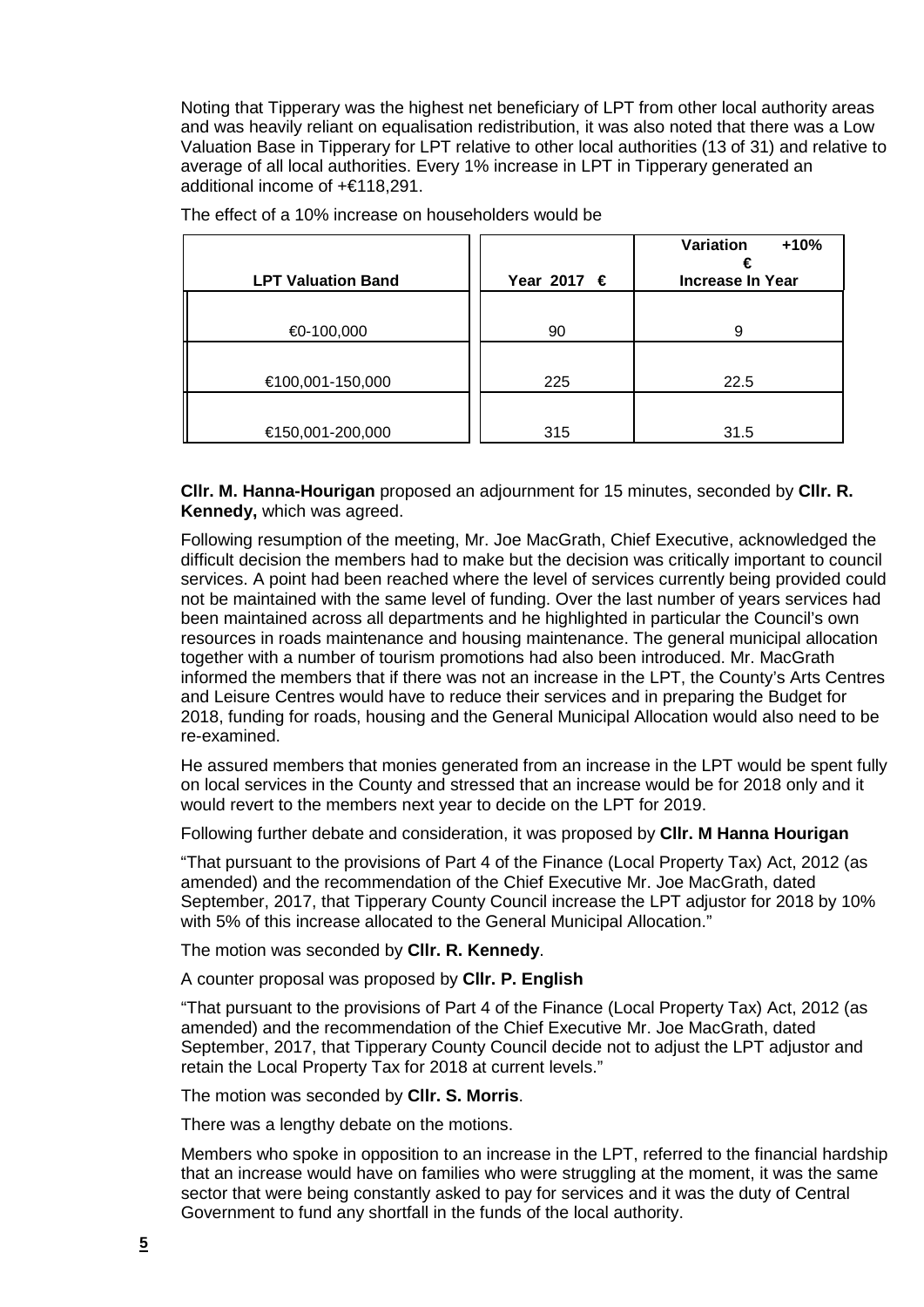Noting that Tipperary was the highest net beneficiary of LPT from other local authority areas and was heavily reliant on equalisation redistribution, it was also noted that there was a Low Valuation Base in Tipperary for LPT relative to other local authorities (13 of 31) and relative to average of all local authorities. Every 1% increase in LPT in Tipperary generated an additional income of +€118,291.

The effect of a 10% increase on householders would be

| LPT Valuation Band | Year 2017 € | Variation +10% € Increase In Year |
|---|---|---|
| €0-100,000 | 90 | 9 |
| €100,001-150,000 | 225 | 22.5 |
| €150,001-200,000 | 315 | 31.5 |

**Cllr. M. Hanna-Hourigan** proposed an adjournment for 15 minutes, seconded by **Cllr. R. Kennedy,** which was agreed.

Following resumption of the meeting, Mr. Joe MacGrath, Chief Executive, acknowledged the difficult decision the members had to make but the decision was critically important to council services. A point had been reached where the level of services currently being provided could not be maintained with the same level of funding. Over the last number of years services had been maintained across all departments and he highlighted in particular the Council's own resources in roads maintenance and housing maintenance. The general municipal allocation together with a number of tourism promotions had also been introduced. Mr. MacGrath informed the members that if there was not an increase in the LPT, the County's Arts Centres and Leisure Centres would have to reduce their services and in preparing the Budget for 2018, funding for roads, housing and the General Municipal Allocation would also need to be re-examined.

He assured members that monies generated from an increase in the LPT would be spent fully on local services in the County and stressed that an increase would be for 2018 only and it would revert to the members next year to decide on the LPT for 2019.

Following further debate and consideration, it was proposed by **Cllr. M Hanna Hourigan**

"That pursuant to the provisions of Part 4 of the Finance (Local Property Tax) Act, 2012 (as amended) and the recommendation of the Chief Executive Mr. Joe MacGrath, dated September, 2017, that Tipperary County Council increase the LPT adjustor for 2018 by 10% with 5% of this increase allocated to the General Municipal Allocation."

The motion was seconded by **Cllr. R. Kennedy**.

A counter proposal was proposed by **Cllr. P. English**

"That pursuant to the provisions of Part 4 of the Finance (Local Property Tax) Act, 2012 (as amended) and the recommendation of the Chief Executive Mr. Joe MacGrath, dated September, 2017, that Tipperary County Council decide not to adjust the LPT adjustor and retain the Local Property Tax for 2018 at current levels."

The motion was seconded by **Cllr. S. Morris**.

There was a lengthy debate on the motions.

Members who spoke in opposition to an increase in the LPT, referred to the financial hardship that an increase would have on families who were struggling at the moment, it was the same sector that were being constantly asked to pay for services and it was the duty of Central Government to fund any shortfall in the funds of the local authority.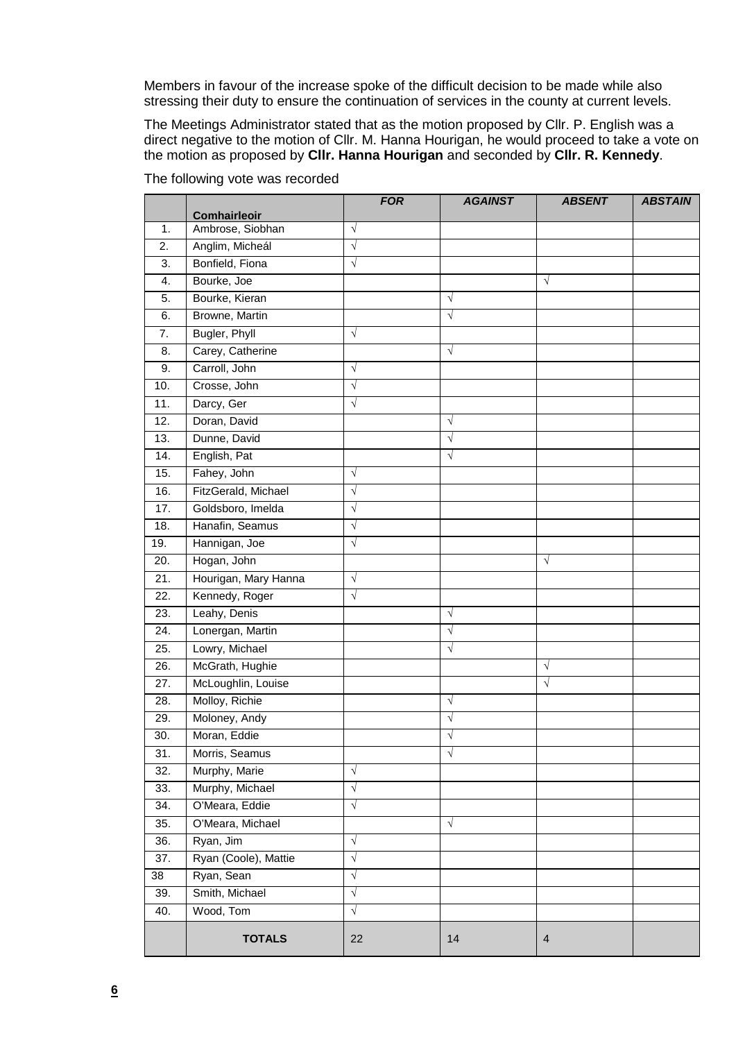Members in favour of the increase spoke of the difficult decision to be made while also stressing their duty to ensure the continuation of services in the county at current levels.

The Meetings Administrator stated that as the motion proposed by Cllr. P. English was a direct negative to the motion of Cllr. M. Hanna Hourigan, he would proceed to take a vote on the motion as proposed by **Cllr. Hanna Hourigan** and seconded by **Cllr. R. Kennedy**.

The following vote was recorded

| | **Comhairleoir** | ***FOR*** | ***AGAINST*** | ***ABSENT*** | ***ABSTAIN*** |
|---|---|---|---|---|---|
| 1. | Ambrose, Siobhan | √ | | | |
| 2. | Anglim, Micheál | √ | | | |
| 3. | Bonfield, Fiona | √ | | | |
| 4. | Bourke, Joe | | | √ | |
| 5. | Bourke, Kieran | | √ | | |
| 6. | Browne, Martin | | √ | | |
| 7. | Bugler, Phyll | √ | | | |
| 8. | Carey, Catherine | | √ | | |
| 9. | Carroll, John | √ | | | |
| 10. | Crosse, John | √ | | | |
| 11. | Darcy, Ger | √ | | | |
| 12. | Doran, David | | √ | | |
| 13. | Dunne, David | | √ | | |
| 14. | English, Pat | | √ | | |
| 15. | Fahey, John | √ | | | |
| 16. | FitzGerald, Michael | √ | | | |
| 17. | Goldsboro, Imelda | √ | | | |
| 18. | Hanafin, Seamus | √ | | | |
| 19. | Hannigan, Joe | √ | | | |
| 20. | Hogan, John | | | √ | |
| 21. | Hourigan, Mary Hanna | √ | | | |
| 22. | Kennedy, Roger | √ | | | |
| 23. | Leahy, Denis | | √ | | |
| 24. | Lonergan, Martin | | √ | | |
| 25. | Lowry, Michael | | √ | | |
| 26. | McGrath, Hughie | | | √ | |
| 27. | McLoughlin, Louise | | | √ | |
| 28. | Molloy, Richie | | √ | | |
| 29. | Moloney, Andy | | √ | | |
| 30. | Moran, Eddie | | √ | | |
| 31. | Morris, Seamus | | √ | | |
| 32. | Murphy, Marie | √ | | | |
| 33. | Murphy, Michael | √ | | | |
| 34. | O'Meara, Eddie | √ | | | |
| 35. | O'Meara, Michael | | √ | | |
| 36. | Ryan, Jim | √ | | | |
| 37. | Ryan (Coole), Mattie | √ | | | |
| 38 | Ryan, Sean | √ | | | |
| 39. | Smith, Michael | √ | | | |
| 40. | Wood, Tom | √ | | | |
| | **TOTALS** | 22 | 14 | 4 | |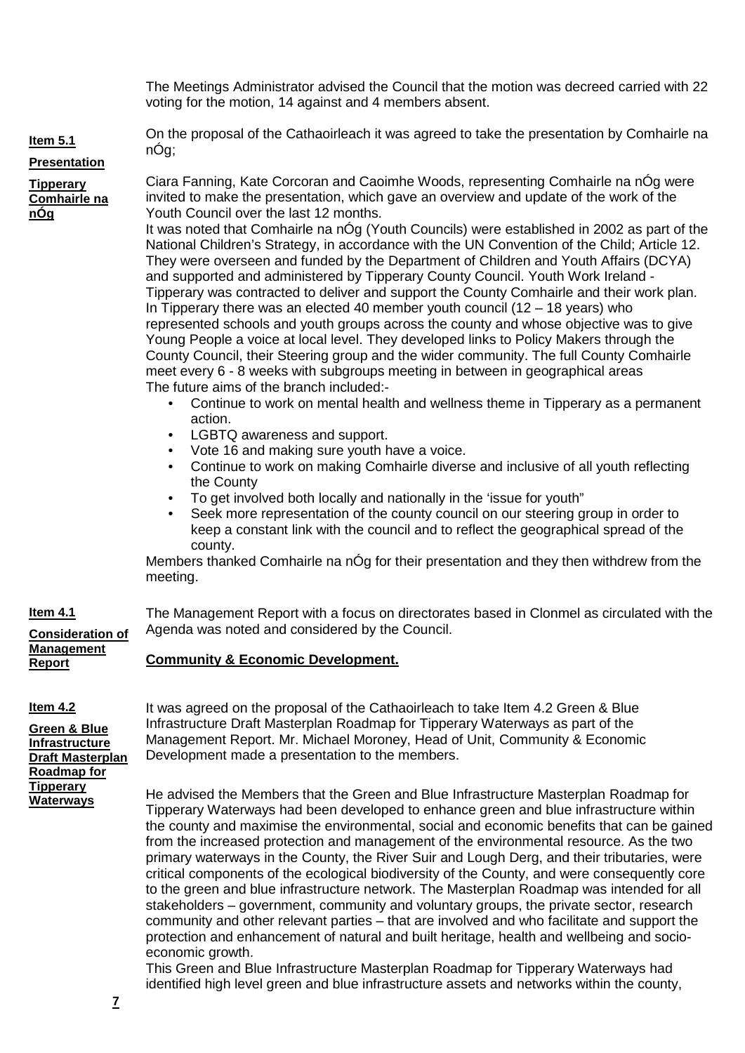The Meetings Administrator advised the Council that the motion was decreed carried with 22 voting for the motion, 14 against and 4 members absent.

**Item 5.1**

**Presentation**

**Tipperary Comhairle na nÓg**

On the proposal of the Cathaoirleach it was agreed to take the presentation by Comhairle na nÓg;

Ciara Fanning, Kate Corcoran and Caoimhe Woods, representing Comhairle na nÓg were invited to make the presentation, which gave an overview and update of the work of the Youth Council over the last 12 months.

It was noted that Comhairle na nÓg (Youth Councils) were established in 2002 as part of the National Children's Strategy, in accordance with the UN Convention of the Child; Article 12. They were overseen and funded by the Department of Children and Youth Affairs (DCYA) and supported and administered by Tipperary County Council. Youth Work Ireland - Tipperary was contracted to deliver and support the County Comhairle and their work plan. In Tipperary there was an elected 40 member youth council (12 – 18 years) who represented schools and youth groups across the county and whose objective was to give Young People a voice at local level. They developed links to Policy Makers through the County Council, their Steering group and the wider community. The full County Comhairle meet every 6 - 8 weeks with subgroups meeting in between in geographical areas

The future aims of the branch included:-

- Continue to work on mental health and wellness theme in Tipperary as a permanent action.
- LGBTQ awareness and support.
- Vote 16 and making sure youth have a voice.
- Continue to work on making Comhairle diverse and inclusive of all youth reflecting the County
- To get involved both locally and nationally in the 'issue for youth"
- Seek more representation of the county council on our steering group in order to keep a constant link with the council and to reflect the geographical spread of the county.

Members thanked Comhairle na nÓg for their presentation and they then withdrew from the meeting.

**Item 4.1**

**Consideration of Management Report**

The Management Report with a focus on directorates based in Clonmel as circulated with the Agenda was noted and considered by the Council.

**Community & Economic Development.**

**Item 4.2**

**Green & Blue Infrastructure Draft Masterplan Roadmap for Tipperary Waterways**

It was agreed on the proposal of the Cathaoirleach to take Item 4.2 Green & Blue Infrastructure Draft Masterplan Roadmap for Tipperary Waterways as part of the Management Report. Mr. Michael Moroney, Head of Unit, Community & Economic Development made a presentation to the members.

He advised the Members that the Green and Blue Infrastructure Masterplan Roadmap for Tipperary Waterways had been developed to enhance green and blue infrastructure within the county and maximise the environmental, social and economic benefits that can be gained from the increased protection and management of the environmental resource. As the two primary waterways in the County, the River Suir and Lough Derg, and their tributaries, were critical components of the ecological biodiversity of the County, and were consequently core to the green and blue infrastructure network. The Masterplan Roadmap was intended for all stakeholders – government, community and voluntary groups, the private sector, research community and other relevant parties – that are involved and who facilitate and support the protection and enhancement of natural and built heritage, health and wellbeing and socio-economic growth.

This Green and Blue Infrastructure Masterplan Roadmap for Tipperary Waterways had identified high level green and blue infrastructure assets and networks within the county,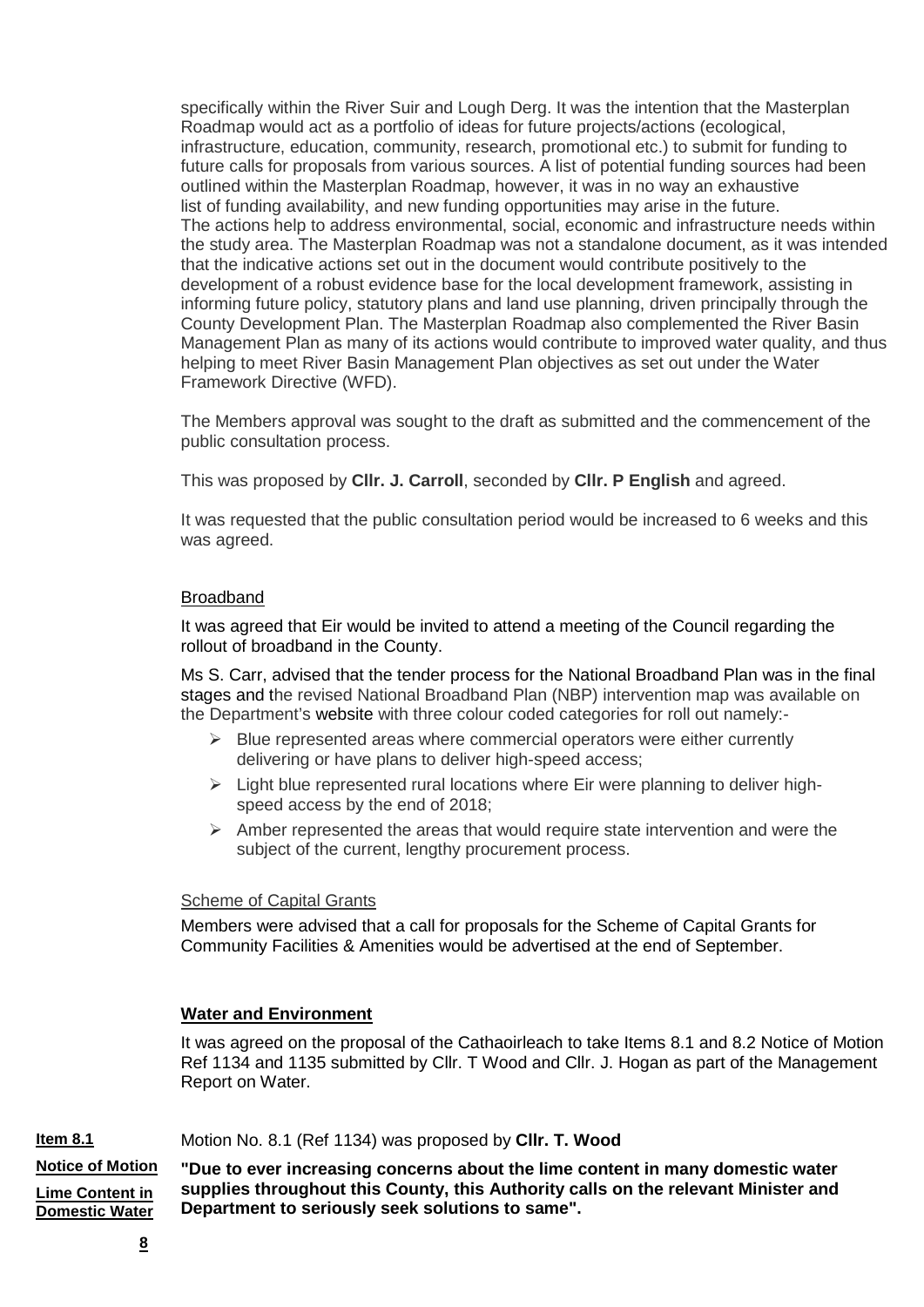specifically within the River Suir and Lough Derg. It was the intention that the Masterplan Roadmap would act as a portfolio of ideas for future projects/actions (ecological, infrastructure, education, community, research, promotional etc.) to submit for funding to future calls for proposals from various sources. A list of potential funding sources had been outlined within the Masterplan Roadmap, however, it was in no way an exhaustive list of funding availability, and new funding opportunities may arise in the future. The actions help to address environmental, social, economic and infrastructure needs within the study area. The Masterplan Roadmap was not a standalone document, as it was intended that the indicative actions set out in the document would contribute positively to the development of a robust evidence base for the local development framework, assisting in informing future policy, statutory plans and land use planning, driven principally through the County Development Plan. The Masterplan Roadmap also complemented the River Basin Management Plan as many of its actions would contribute to improved water quality, and thus helping to meet River Basin Management Plan objectives as set out under the Water Framework Directive (WFD).

The Members approval was sought to the draft as submitted and the commencement of the public consultation process.

This was proposed by **Cllr. J. Carroll**, seconded by **Cllr. P English** and agreed.

It was requested that the public consultation period would be increased to 6 weeks and this was agreed.

<u>Broadband</u>

It was agreed that Eir would be invited to attend a meeting of the Council regarding the rollout of broadband in the County.

Ms S. Carr, advised that the tender process for the National Broadband Plan was in the final stages and the revised National Broadband Plan (NBP) intervention map was available on the Department's website with three colour coded categories for roll out namely:-

- Blue represented areas where commercial operators were either currently delivering or have plans to deliver high-speed access;
- Light blue represented rural locations where Eir were planning to deliver high-speed access by the end of 2018;
- Amber represented the areas that would require state intervention and were the subject of the current, lengthy procurement process.

<u>Scheme of Capital Grants</u>

Members were advised that a call for proposals for the Scheme of Capital Grants for Community Facilities & Amenities would be advertised at the end of September.

**<u>Water and Environment</u>**

It was agreed on the proposal of the Cathaoirleach to take Items 8.1 and 8.2 Notice of Motion Ref 1134 and 1135 submitted by Cllr. T Wood and Cllr. J. Hogan as part of the Management Report on Water.

**<u>Item 8.1</u>**

**<u>Notice of Motion</u>**

**<u>Lime Content in Domestic Water</u>**

Motion No. 8.1 (Ref 1134) was proposed by **Cllr. T. Wood**

**"Due to ever increasing concerns about the lime content in many domestic water supplies throughout this County, this Authority calls on the relevant Minister and Department to seriously seek solutions to same".**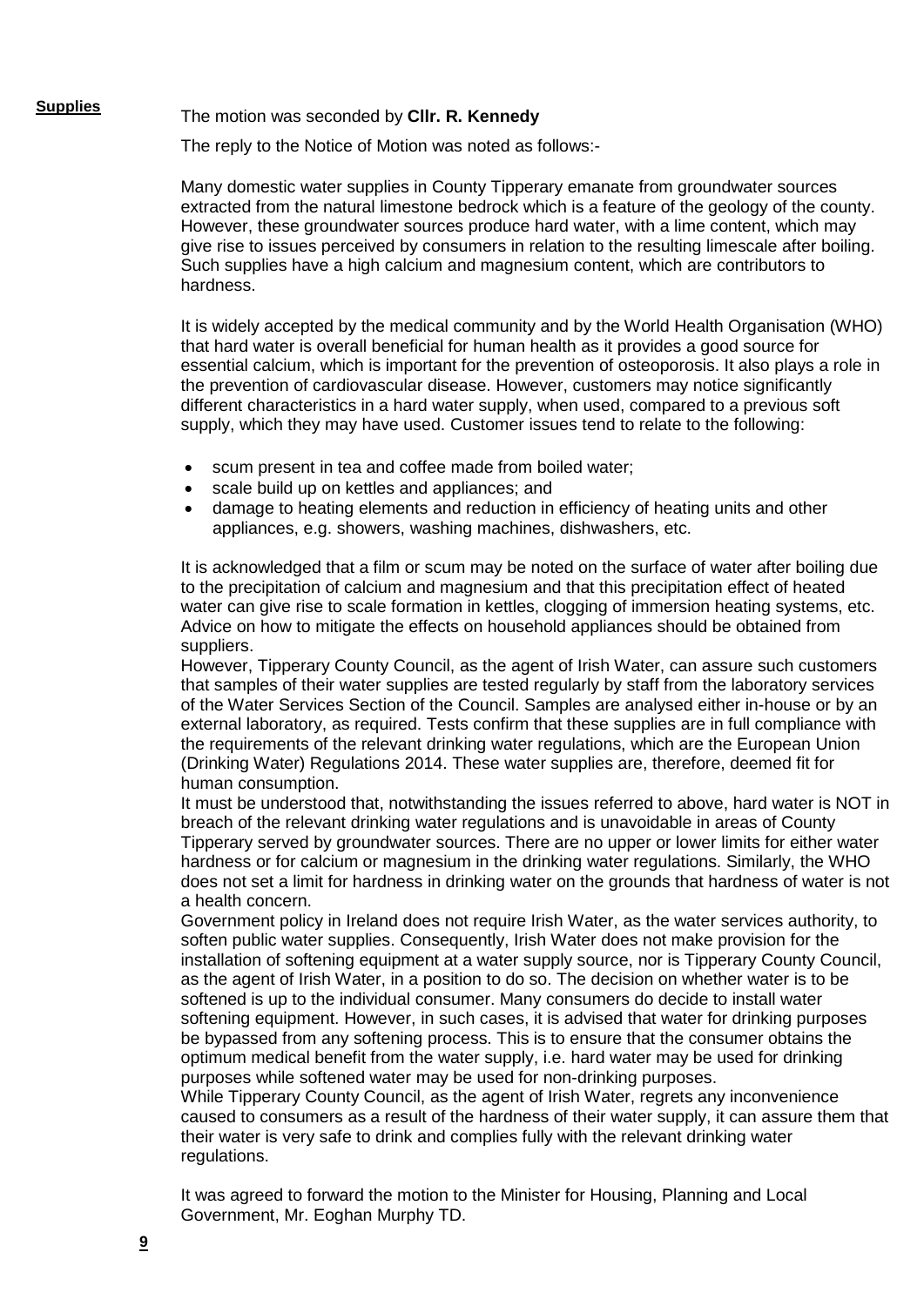**Supplies**

The motion was seconded by **Cllr. R. Kennedy**

The reply to the Notice of Motion was noted as follows:-

Many domestic water supplies in County Tipperary emanate from groundwater sources extracted from the natural limestone bedrock which is a feature of the geology of the county. However, these groundwater sources produce hard water, with a lime content, which may give rise to issues perceived by consumers in relation to the resulting limescale after boiling. Such supplies have a high calcium and magnesium content, which are contributors to hardness.

It is widely accepted by the medical community and by the World Health Organisation (WHO) that hard water is overall beneficial for human health as it provides a good source for essential calcium, which is important for the prevention of osteoporosis. It also plays a role in the prevention of cardiovascular disease. However, customers may notice significantly different characteristics in a hard water supply, when used, compared to a previous soft supply, which they may have used. Customer issues tend to relate to the following:

- scum present in tea and coffee made from boiled water;
- scale build up on kettles and appliances; and
- damage to heating elements and reduction in efficiency of heating units and other appliances, e.g. showers, washing machines, dishwashers, etc.

It is acknowledged that a film or scum may be noted on the surface of water after boiling due to the precipitation of calcium and magnesium and that this precipitation effect of heated water can give rise to scale formation in kettles, clogging of immersion heating systems, etc. Advice on how to mitigate the effects on household appliances should be obtained from suppliers.

However, Tipperary County Council, as the agent of Irish Water, can assure such customers that samples of their water supplies are tested regularly by staff from the laboratory services of the Water Services Section of the Council. Samples are analysed either in-house or by an external laboratory, as required. Tests confirm that these supplies are in full compliance with the requirements of the relevant drinking water regulations, which are the European Union (Drinking Water) Regulations 2014. These water supplies are, therefore, deemed fit for human consumption.

It must be understood that, notwithstanding the issues referred to above, hard water is NOT in breach of the relevant drinking water regulations and is unavoidable in areas of County Tipperary served by groundwater sources. There are no upper or lower limits for either water hardness or for calcium or magnesium in the drinking water regulations. Similarly, the WHO does not set a limit for hardness in drinking water on the grounds that hardness of water is not a health concern.

Government policy in Ireland does not require Irish Water, as the water services authority, to soften public water supplies. Consequently, Irish Water does not make provision for the installation of softening equipment at a water supply source, nor is Tipperary County Council, as the agent of Irish Water, in a position to do so. The decision on whether water is to be softened is up to the individual consumer. Many consumers do decide to install water softening equipment. However, in such cases, it is advised that water for drinking purposes be bypassed from any softening process. This is to ensure that the consumer obtains the optimum medical benefit from the water supply, i.e. hard water may be used for drinking purposes while softened water may be used for non-drinking purposes.

While Tipperary County Council, as the agent of Irish Water, regrets any inconvenience caused to consumers as a result of the hardness of their water supply, it can assure them that their water is very safe to drink and complies fully with the relevant drinking water regulations.

It was agreed to forward the motion to the Minister for Housing, Planning and Local Government, Mr. Eoghan Murphy TD.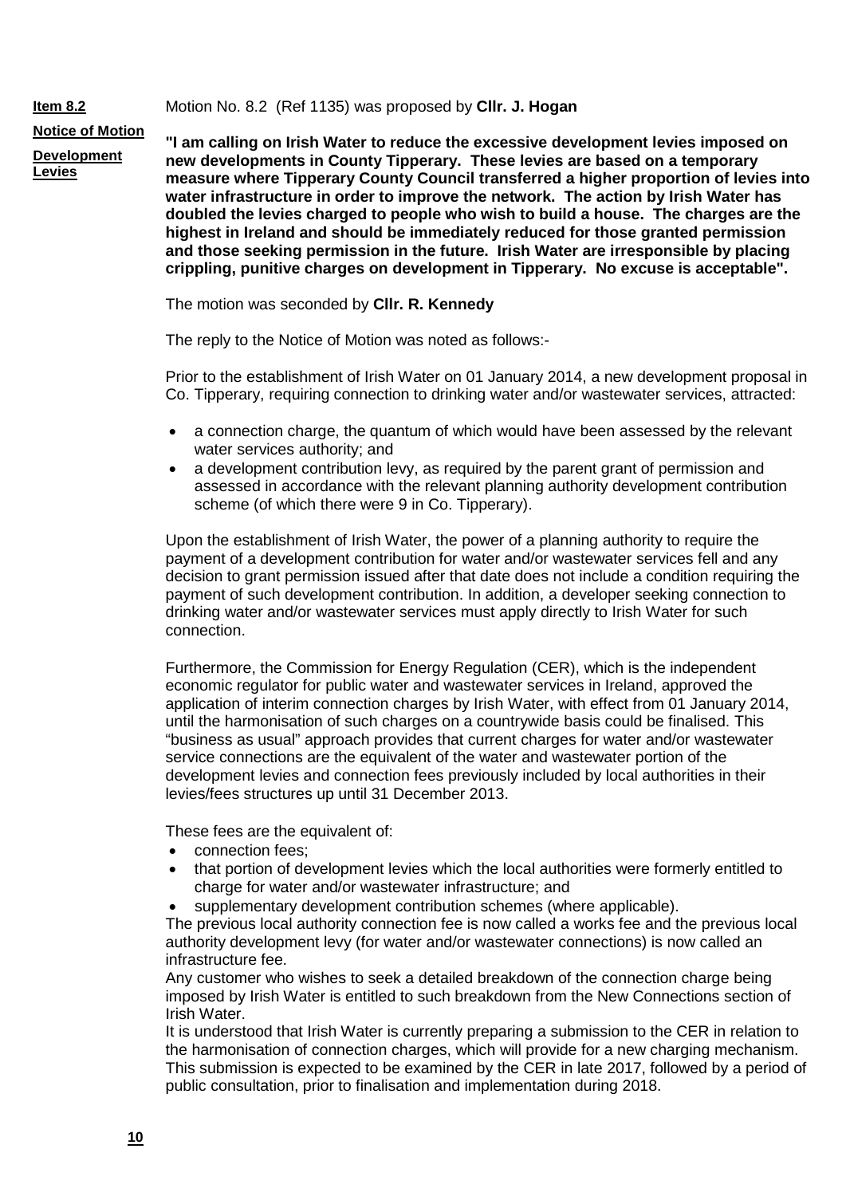**Item 8.2**

**Notice of Motion**

**Development Levies**

Motion No. 8.2 (Ref 1135) was proposed by **Cllr. J. Hogan**

**"I am calling on Irish Water to reduce the excessive development levies imposed on new developments in County Tipperary. These levies are based on a temporary measure where Tipperary County Council transferred a higher proportion of levies into water infrastructure in order to improve the network. The action by Irish Water has doubled the levies charged to people who wish to build a house. The charges are the highest in Ireland and should be immediately reduced for those granted permission and those seeking permission in the future. Irish Water are irresponsible by placing crippling, punitive charges on development in Tipperary. No excuse is acceptable".**

The motion was seconded by **Cllr. R. Kennedy**

The reply to the Notice of Motion was noted as follows:-

Prior to the establishment of Irish Water on 01 January 2014, a new development proposal in Co. Tipperary, requiring connection to drinking water and/or wastewater services, attracted:

- a connection charge, the quantum of which would have been assessed by the relevant water services authority; and
- a development contribution levy, as required by the parent grant of permission and assessed in accordance with the relevant planning authority development contribution scheme (of which there were 9 in Co. Tipperary).

Upon the establishment of Irish Water, the power of a planning authority to require the payment of a development contribution for water and/or wastewater services fell and any decision to grant permission issued after that date does not include a condition requiring the payment of such development contribution. In addition, a developer seeking connection to drinking water and/or wastewater services must apply directly to Irish Water for such connection.

Furthermore, the Commission for Energy Regulation (CER), which is the independent economic regulator for public water and wastewater services in Ireland, approved the application of interim connection charges by Irish Water, with effect from 01 January 2014, until the harmonisation of such charges on a countrywide basis could be finalised. This "business as usual" approach provides that current charges for water and/or wastewater service connections are the equivalent of the water and wastewater portion of the development levies and connection fees previously included by local authorities in their levies/fees structures up until 31 December 2013.

These fees are the equivalent of:

- connection fees;
- that portion of development levies which the local authorities were formerly entitled to charge for water and/or wastewater infrastructure; and
- supplementary development contribution schemes (where applicable).

The previous local authority connection fee is now called a works fee and the previous local authority development levy (for water and/or wastewater connections) is now called an infrastructure fee.

Any customer who wishes to seek a detailed breakdown of the connection charge being imposed by Irish Water is entitled to such breakdown from the New Connections section of Irish Water.

It is understood that Irish Water is currently preparing a submission to the CER in relation to the harmonisation of connection charges, which will provide for a new charging mechanism. This submission is expected to be examined by the CER in late 2017, followed by a period of public consultation, prior to finalisation and implementation during 2018.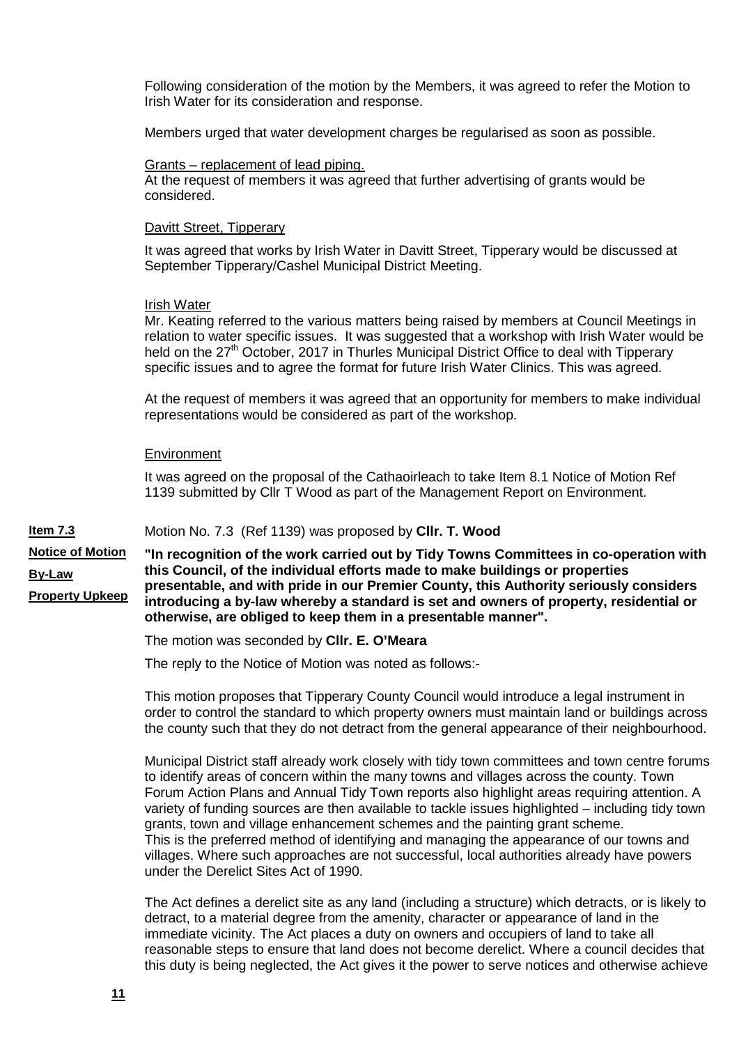Following consideration of the motion by the Members, it was agreed to refer the Motion to Irish Water for its consideration and response.

Members urged that water development charges be regularised as soon as possible.

Grants – replacement of lead piping.
At the request of members it was agreed that further advertising of grants would be considered.

Davitt Street, Tipperary

It was agreed that works by Irish Water in Davitt Street, Tipperary would be discussed at September Tipperary/Cashel Municipal District Meeting.

Irish Water
Mr. Keating referred to the various matters being raised by members at Council Meetings in relation to water specific issues. It was suggested that a workshop with Irish Water would be held on the 27th October, 2017 in Thurles Municipal District Office to deal with Tipperary specific issues and to agree the format for future Irish Water Clinics. This was agreed.

At the request of members it was agreed that an opportunity for members to make individual representations would be considered as part of the workshop.

Environment

It was agreed on the proposal of the Cathaoirleach to take Item 8.1 Notice of Motion Ref 1139 submitted by Cllr T Wood as part of the Management Report on Environment.

**Item 7.3**
**Notice of Motion**
**By-Law**
**Property Upkeep**

Motion No. 7.3 (Ref 1139) was proposed by **Cllr. T. Wood**

**"In recognition of the work carried out by Tidy Towns Committees in co-operation with this Council, of the individual efforts made to make buildings or properties presentable, and with pride in our Premier County, this Authority seriously considers introducing a by-law whereby a standard is set and owners of property, residential or otherwise, are obliged to keep them in a presentable manner".**

The motion was seconded by **Cllr. E. O'Meara**

The reply to the Notice of Motion was noted as follows:-

This motion proposes that Tipperary County Council would introduce a legal instrument in order to control the standard to which property owners must maintain land or buildings across the county such that they do not detract from the general appearance of their neighbourhood.

Municipal District staff already work closely with tidy town committees and town centre forums to identify areas of concern within the many towns and villages across the county. Town Forum Action Plans and Annual Tidy Town reports also highlight areas requiring attention. A variety of funding sources are then available to tackle issues highlighted – including tidy town grants, town and village enhancement schemes and the painting grant scheme.
This is the preferred method of identifying and managing the appearance of our towns and villages. Where such approaches are not successful, local authorities already have powers under the Derelict Sites Act of 1990.

The Act defines a derelict site as any land (including a structure) which detracts, or is likely to detract, to a material degree from the amenity, character or appearance of land in the immediate vicinity. The Act places a duty on owners and occupiers of land to take all reasonable steps to ensure that land does not become derelict. Where a council decides that this duty is being neglected, the Act gives it the power to serve notices and otherwise achieve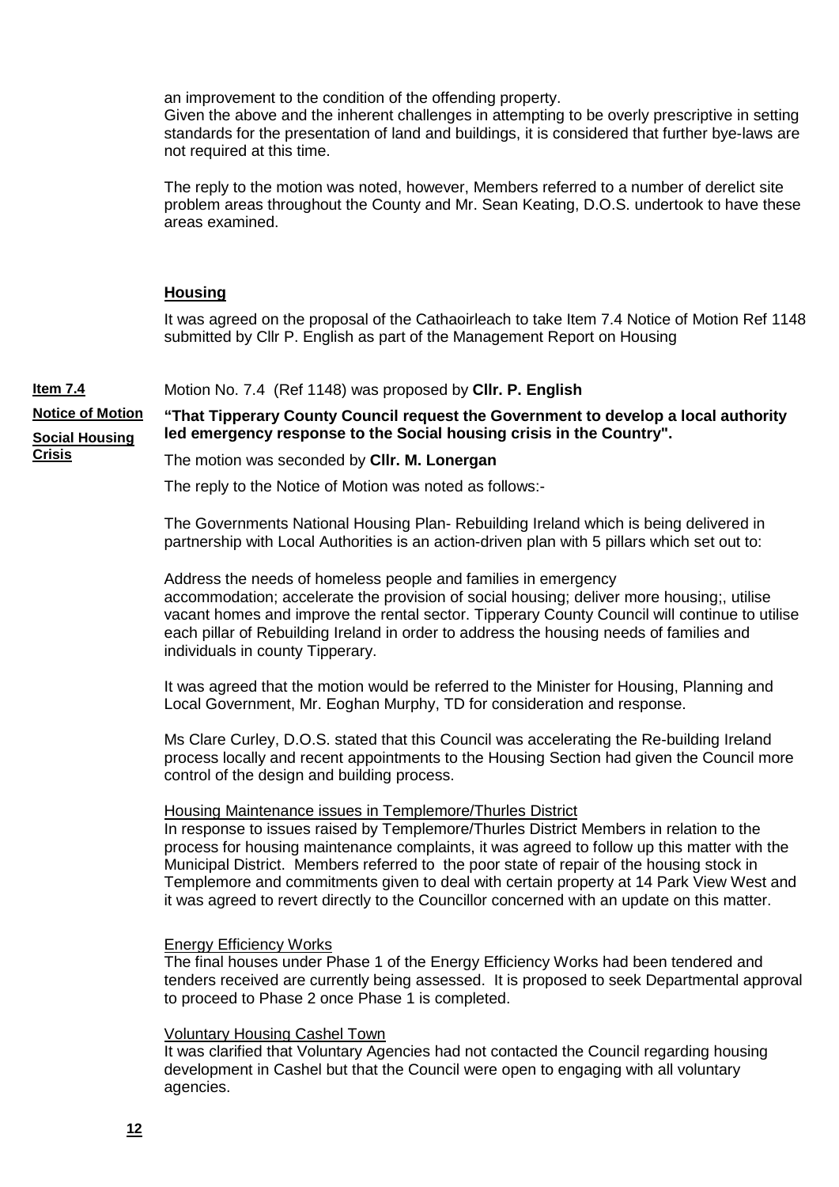an improvement to the condition of the offending property.
Given the above and the inherent challenges in attempting to be overly prescriptive in setting standards for the presentation of land and buildings, it is considered that further bye-laws are not required at this time.

The reply to the motion was noted, however, Members referred to a number of derelict site problem areas throughout the County and Mr. Sean Keating, D.O.S. undertook to have these areas examined.

## Housing

It was agreed on the proposal of the Cathaoirleach to take Item 7.4 Notice of Motion Ref 1148 submitted by Cllr P. English as part of the Management Report on Housing

**Item 7.4**
**Notice of Motion**
**Social Housing Crisis**

Motion No. 7.4 (Ref 1148) was proposed by **Cllr. P. English**

**"That Tipperary County Council request the Government to develop a local authority led emergency response to the Social housing crisis in the Country".**

The motion was seconded by **Cllr. M. Lonergan**

The reply to the Notice of Motion was noted as follows:-

The Governments National Housing Plan- Rebuilding Ireland which is being delivered in partnership with Local Authorities is an action-driven plan with 5 pillars which set out to:

Address the needs of homeless people and families in emergency accommodation; accelerate the provision of social housing; deliver more housing;, utilise vacant homes and improve the rental sector. Tipperary County Council will continue to utilise each pillar of Rebuilding Ireland in order to address the housing needs of families and individuals in county Tipperary.

It was agreed that the motion would be referred to the Minister for Housing, Planning and Local Government, Mr. Eoghan Murphy, TD for consideration and response.

Ms Clare Curley, D.O.S. stated that this Council was accelerating the Re-building Ireland process locally and recent appointments to the Housing Section had given the Council more control of the design and building process.

Housing Maintenance issues in Templemore/Thurles District
In response to issues raised by Templemore/Thurles District Members in relation to the process for housing maintenance complaints, it was agreed to follow up this matter with the Municipal District. Members referred to the poor state of repair of the housing stock in Templemore and commitments given to deal with certain property at 14 Park View West and it was agreed to revert directly to the Councillor concerned with an update on this matter.

Energy Efficiency Works
The final houses under Phase 1 of the Energy Efficiency Works had been tendered and tenders received are currently being assessed. It is proposed to seek Departmental approval to proceed to Phase 2 once Phase 1 is completed.

Voluntary Housing Cashel Town
It was clarified that Voluntary Agencies had not contacted the Council regarding housing development in Cashel but that the Council were open to engaging with all voluntary agencies.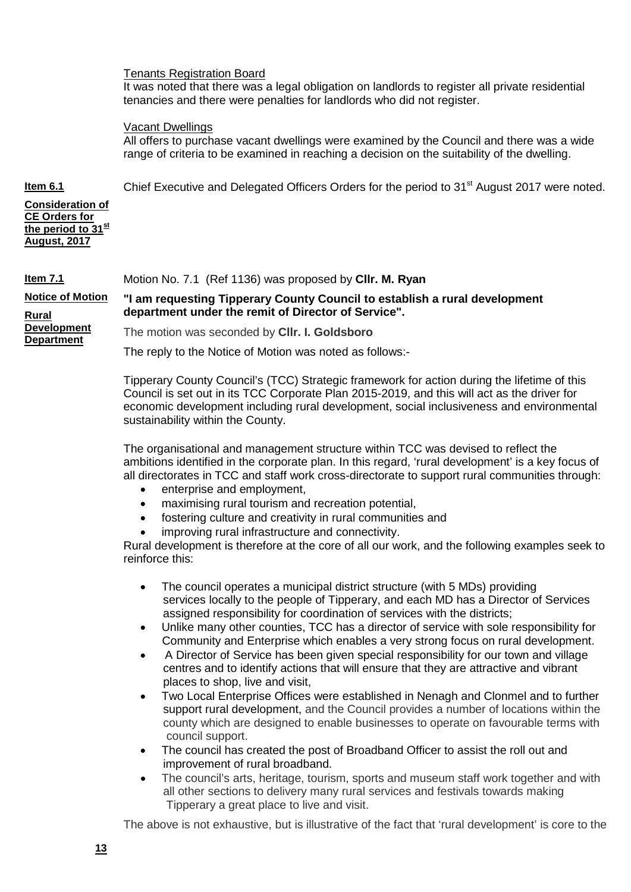Tenants Registration Board

It was noted that there was a legal obligation on landlords to register all private residential tenancies and there were penalties for landlords who did not register.

Vacant Dwellings

All offers to purchase vacant dwellings were examined by the Council and there was a wide range of criteria to be examined in reaching a decision on the suitability of the dwelling.

**Item 6.1**

**Consideration of CE Orders for the period to 31st August, 2017**

Chief Executive and Delegated Officers Orders for the period to 31st August 2017 were noted.

**Item 7.1**

**Notice of Motion**

**Rural Development Department**

Motion No. 7.1 (Ref 1136) was proposed by **Cllr. M. Ryan**

**"I am requesting Tipperary County Council to establish a rural development department under the remit of Director of Service".**

The motion was seconded by **Cllr. I. Goldsboro**

The reply to the Notice of Motion was noted as follows:-

Tipperary County Council's (TCC) Strategic framework for action during the lifetime of this Council is set out in its TCC Corporate Plan 2015-2019, and this will act as the driver for economic development including rural development, social inclusiveness and environmental sustainability within the County.

The organisational and management structure within TCC was devised to reflect the ambitions identified in the corporate plan. In this regard, 'rural development' is a key focus of all directorates in TCC and staff work cross-directorate to support rural communities through:

- enterprise and employment,
- maximising rural tourism and recreation potential,
- fostering culture and creativity in rural communities and
- improving rural infrastructure and connectivity.

Rural development is therefore at the core of all our work, and the following examples seek to reinforce this:

- The council operates a municipal district structure (with 5 MDs) providing services locally to the people of Tipperary, and each MD has a Director of Services assigned responsibility for coordination of services with the districts;
- Unlike many other counties, TCC has a director of service with sole responsibility for Community and Enterprise which enables a very strong focus on rural development.
- A Director of Service has been given special responsibility for our town and village centres and to identify actions that will ensure that they are attractive and vibrant places to shop, live and visit,
- Two Local Enterprise Offices were established in Nenagh and Clonmel and to further support rural development, and the Council provides a number of locations within the county which are designed to enable businesses to operate on favourable terms with council support.
- The council has created the post of Broadband Officer to assist the roll out and improvement of rural broadband.
- The council's arts, heritage, tourism, sports and museum staff work together and with all other sections to delivery many rural services and festivals towards making Tipperary a great place to live and visit.

The above is not exhaustive, but is illustrative of the fact that 'rural development' is core to the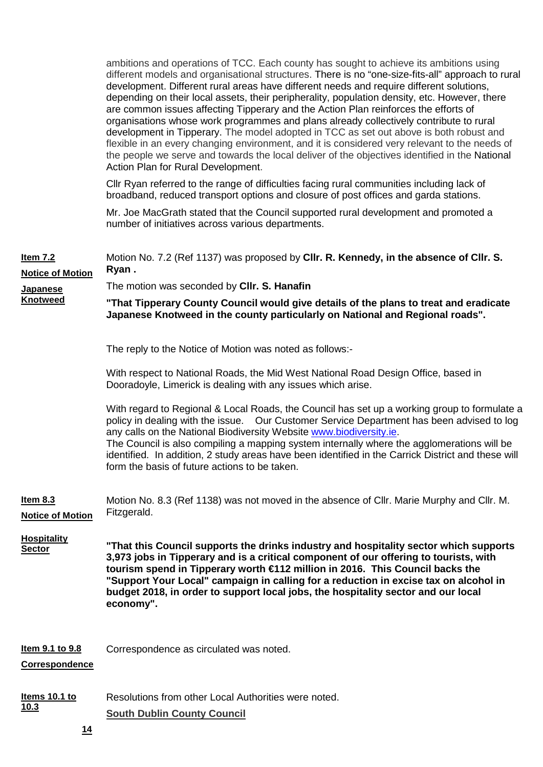ambitions and operations of TCC. Each county has sought to achieve its ambitions using different models and organisational structures. There is no "one-size-fits-all" approach to rural development. Different rural areas have different needs and require different solutions, depending on their local assets, their peripherality, population density, etc. However, there are common issues affecting Tipperary and the Action Plan reinforces the efforts of organisations whose work programmes and plans already collectively contribute to rural development in Tipperary. The model adopted in TCC as set out above is both robust and flexible in an every changing environment, and it is considered very relevant to the needs of the people we serve and towards the local deliver of the objectives identified in the National Action Plan for Rural Development.

Cllr Ryan referred to the range of difficulties facing rural communities including lack of broadband, reduced transport options and closure of post offices and garda stations.

Mr. Joe MacGrath stated that the Council supported rural development and promoted a number of initiatives across various departments.

**Item 7.2**
**Notice of Motion**
**Japanese Knotweed**

Motion No. 7.2 (Ref 1137) was proposed by **Cllr. R. Kennedy, in the absence of Cllr. S. Ryan .**

The motion was seconded by **Cllr. S. Hanafin**

**"That Tipperary County Council would give details of the plans to treat and eradicate Japanese Knotweed in the county particularly on National and Regional roads".**

The reply to the Notice of Motion was noted as follows:-

With respect to National Roads, the Mid West National Road Design Office, based in Dooradoyle, Limerick is dealing with any issues which arise.

With regard to Regional & Local Roads, the Council has set up a working group to formulate a policy in dealing with the issue. Our Customer Service Department has been advised to log any calls on the National Biodiversity Website www.biodiversity.ie.
The Council is also compiling a mapping system internally where the agglomerations will be identified. In addition, 2 study areas have been identified in the Carrick District and these will form the basis of future actions to be taken.

**Item 8.3**
**Notice of Motion**
**Hospitality Sector**

Motion No. 8.3 (Ref 1138) was not moved in the absence of Cllr. Marie Murphy and Cllr. M. Fitzgerald.

**"That this Council supports the drinks industry and hospitality sector which supports 3,973 jobs in Tipperary and is a critical component of our offering to tourists, with tourism spend in Tipperary worth €112 million in 2016. This Council backs the "Support Your Local" campaign in calling for a reduction in excise tax on alcohol in budget 2018, in order to support local jobs, the hospitality sector and our local economy".**

**Item 9.1 to 9.8**
**Correspondence**

Correspondence as circulated was noted.

**Items 10.1 to 10.3**

Resolutions from other Local Authorities were noted.

**South Dublin County Council**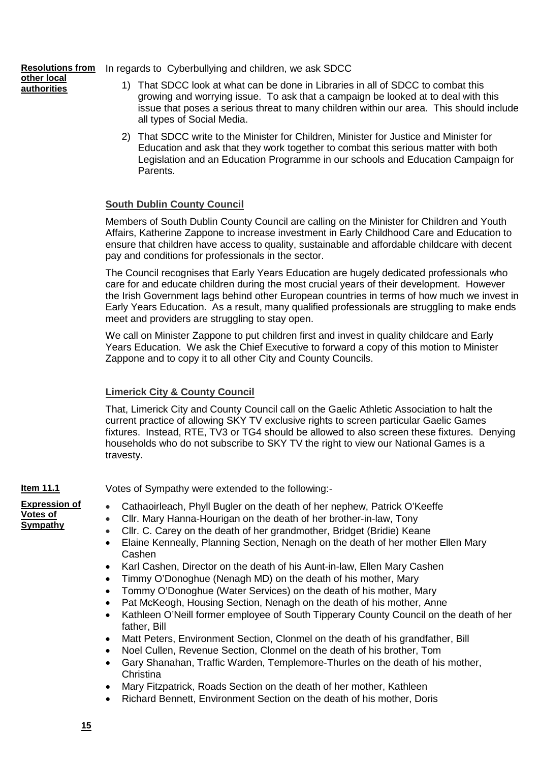**Resolutions from other local authorities**

In regards to Cyberbullying and children, we ask SDCC

1) That SDCC look at what can be done in Libraries in all of SDCC to combat this growing and worrying issue. To ask that a campaign be looked at to deal with this issue that poses a serious threat to many children within our area. This should include all types of Social Media.
2) That SDCC write to the Minister for Children, Minister for Justice and Minister for Education and ask that they work together to combat this serious matter with both Legislation and an Education Programme in our schools and Education Campaign for Parents.

**South Dublin County Council**

Members of South Dublin County Council are calling on the Minister for Children and Youth Affairs, Katherine Zappone to increase investment in Early Childhood Care and Education to ensure that children have access to quality, sustainable and affordable childcare with decent pay and conditions for professionals in the sector.

The Council recognises that Early Years Education are hugely dedicated professionals who care for and educate children during the most crucial years of their development. However the Irish Government lags behind other European countries in terms of how much we invest in Early Years Education. As a result, many qualified professionals are struggling to make ends meet and providers are struggling to stay open.

We call on Minister Zappone to put children first and invest in quality childcare and Early Years Education. We ask the Chief Executive to forward a copy of this motion to Minister Zappone and to copy it to all other City and County Councils.

**Limerick City & County Council**

That, Limerick City and County Council call on the Gaelic Athletic Association to halt the current practice of allowing SKY TV exclusive rights to screen particular Gaelic Games fixtures. Instead, RTE, TV3 or TG4 should be allowed to also screen these fixtures. Denying households who do not subscribe to SKY TV the right to view our National Games is a travesty.

**Item 11.1**

**Expression of Votes of Sympathy**

Votes of Sympathy were extended to the following:-

- Cathaoirleach, Phyll Bugler on the death of her nephew, Patrick O'Keeffe
- Cllr. Mary Hanna-Hourigan on the death of her brother-in-law, Tony
- Cllr. C. Carey on the death of her grandmother, Bridget (Bridie) Keane
- Elaine Kenneally, Planning Section, Nenagh on the death of her mother Ellen Mary Cashen
- Karl Cashen, Director on the death of his Aunt-in-law, Ellen Mary Cashen
- Timmy O'Donoghue (Nenagh MD) on the death of his mother, Mary
- Tommy O'Donoghue (Water Services) on the death of his mother, Mary
- Pat McKeogh, Housing Section, Nenagh on the death of his mother, Anne
- Kathleen O'Neill former employee of South Tipperary County Council on the death of her father, Bill
- Matt Peters, Environment Section, Clonmel on the death of his grandfather, Bill
- Noel Cullen, Revenue Section, Clonmel on the death of his brother, Tom
- Gary Shanahan, Traffic Warden, Templemore-Thurles on the death of his mother, Christina
- Mary Fitzpatrick, Roads Section on the death of her mother, Kathleen
- Richard Bennett, Environment Section on the death of his mother, Doris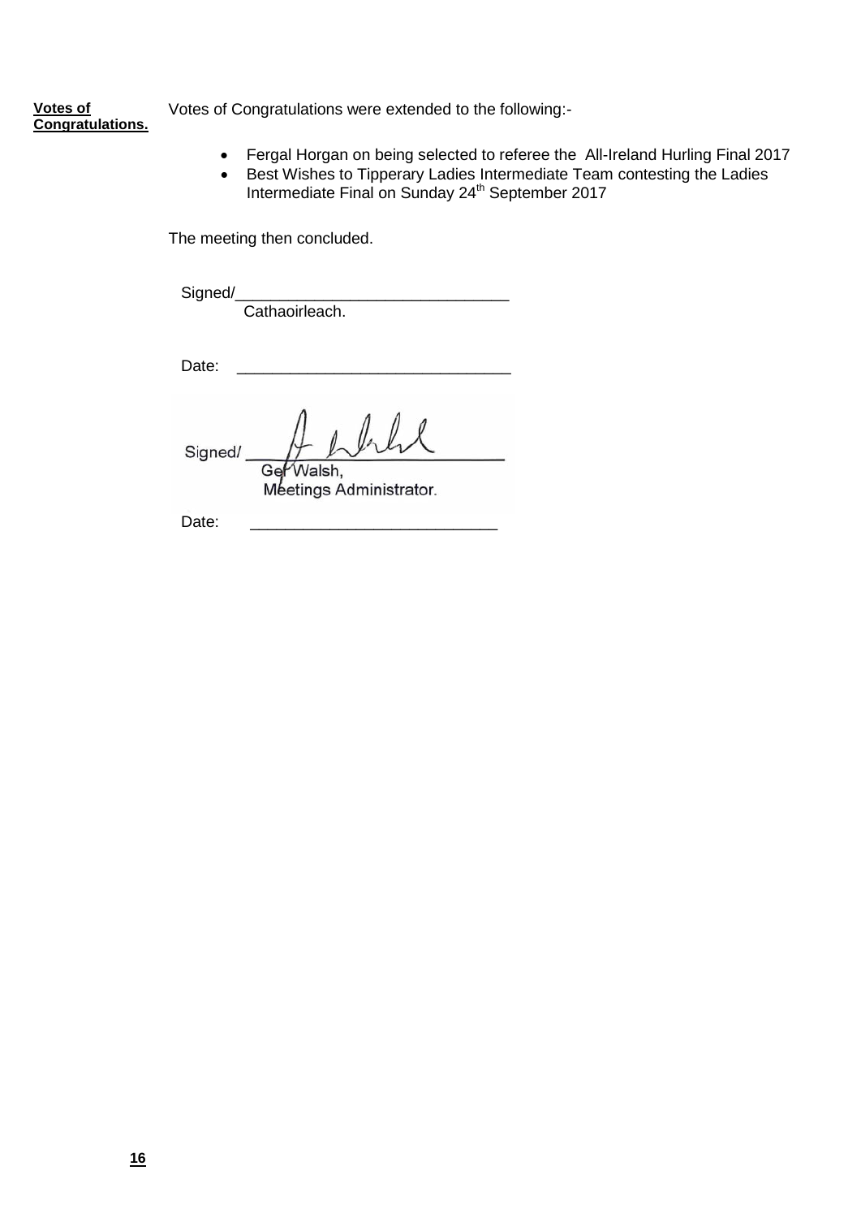**Votes of Congratulations.**

Votes of Congratulations were extended to the following:-

- Fergal Horgan on being selected to referee the All-Ireland Hurling Final 2017
- Best Wishes to Tipperary Ladies Intermediate Team contesting the Ladies Intermediate Final on Sunday 24th September 2017

The meeting then concluded.

Signed/_______________________________
Cathaoirleach.

Date: _______________________________

Signed/ _______________________________
Ger Walsh,
Meetings Administrator.

Date: _______________________________